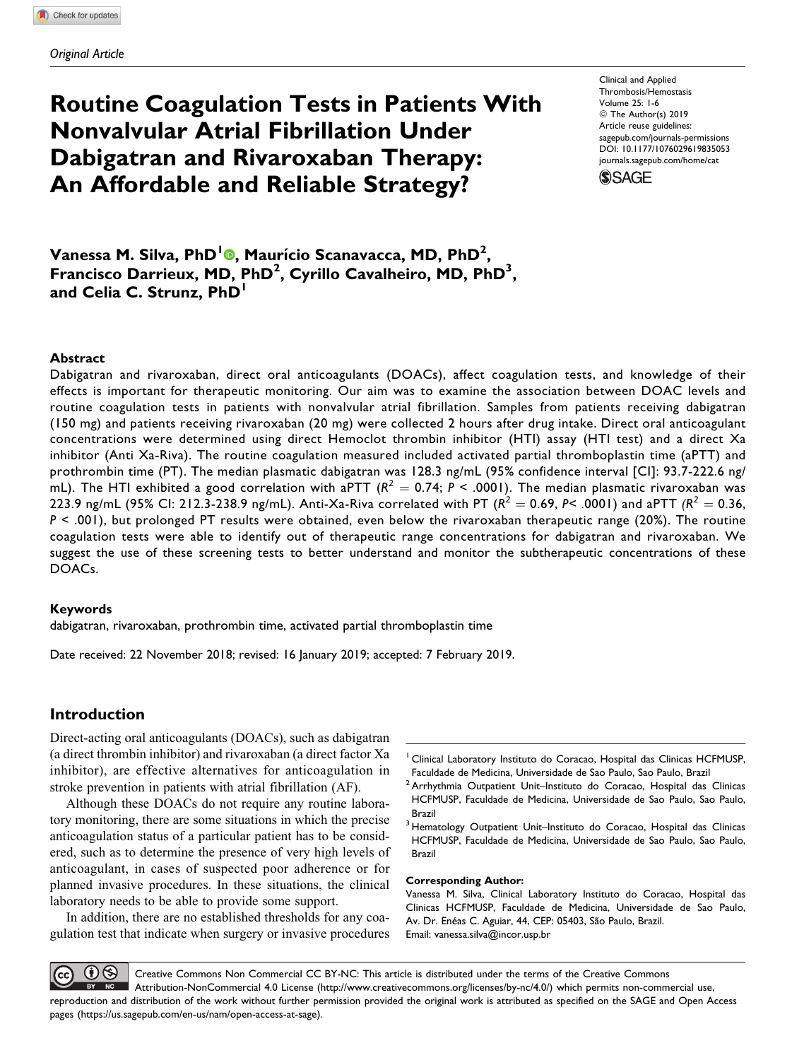*Original Article*

# Routine Coagulation Tests in Patients With Nonvalvular Atrial Fibrillation Under Dabigatran and Rivaroxaban Therapy: An Affordable and Reliable Strategy?

Clinical and Applied Thrombosis/Hemostasis
Volume 25: 1-6
© The Author(s) 2019
Article reuse guidelines:
sagepub.com/journals-permissions
DOI: 10.1177/1076029619835053
journals.sagepub.com/home/cat

**Vanessa M. Silva, PhD[1], Maurício Scanavacca, MD, PhD[2], Francisco Darrieux, MD, PhD[2], Cyrillo Cavalheiro, MD, PhD[3], and Celia C. Strunz, PhD[1]**

## Abstract

Dabigatran and rivaroxaban, direct oral anticoagulants (DOACs), affect coagulation tests, and knowledge of their effects is important for therapeutic monitoring. Our aim was to examine the association between DOAC levels and routine coagulation tests in patients with nonvalvular atrial fibrillation. Samples from patients receiving dabigatran (150 mg) and patients receiving rivaroxaban (20 mg) were collected 2 hours after drug intake. Direct oral anticoagulant concentrations were determined using direct Hemoclot thrombin inhibitor (HTI) assay (HTI test) and a direct Xa inhibitor (Anti Xa-Riva). The routine coagulation measured included activated partial thromboplastin time (aPTT) and prothrombin time (PT). The median plasmatic dabigatran was 128.3 ng/mL (95% confidence interval [CI]: 93.7-222.6 ng/mL). The HTI exhibited a good correlation with aPTT ($R^2 = 0.74$; $P < .0001$). The median plasmatic rivaroxaban was 223.9 ng/mL (95% CI: 212.3-238.9 ng/mL). Anti-Xa-Riva correlated with PT ($R^2 = 0.69$, $P < .0001$) and aPTT ($R^2 = 0.36$, $P < .001$), but prolonged PT results were obtained, even below the rivaroxaban therapeutic range (20%). The routine coagulation tests were able to identify out of therapeutic range concentrations for dabigatran and rivaroxaban. We suggest the use of these screening tests to better understand and monitor the subtherapeutic concentrations of these DOACs.

### Keywords

dabigatran, rivaroxaban, prothrombin time, activated partial thromboplastin time

Date received: 22 November 2018; revised: 16 January 2019; accepted: 7 February 2019.

## Introduction

Direct-acting oral anticoagulants (DOACs), such as dabigatran (a direct thrombin inhibitor) and rivaroxaban (a direct factor Xa inhibitor), are effective alternatives for anticoagulation in stroke prevention in patients with atrial fibrillation (AF).

Although these DOACs do not require any routine laboratory monitoring, there are some situations in which the precise anticoagulation status of a particular patient has to be considered, such as to determine the presence of very high levels of anticoagulant, in cases of suspected poor adherence or for planned invasive procedures. In these situations, the clinical laboratory needs to be able to provide some support.

In addition, there are no established thresholds for any coagulation test that indicate when surgery or invasive procedures

[1] Clinical Laboratory Instituto do Coracao, Hospital das Clinicas HCFMUSP, Faculdade de Medicina, Universidade de Sao Paulo, Sao Paulo, Brazil
[2] Arrhythmia Outpatient Unit–Instituto do Coracao, Hospital das Clinicas HCFMUSP, Faculdade de Medicina, Universidade de Sao Paulo, Sao Paulo, Brazil
[3] Hematology Outpatient Unit–Instituto do Coracao, Hospital das Clinicas HCFMUSP, Faculdade de Medicina, Universidade de Sao Paulo, Sao Paulo, Brazil

**Corresponding Author:**
Vanessa M. Silva, Clinical Laboratory Instituto do Coracao, Hospital das Clinicas HCFMUSP, Faculdade de Medicina, Universidade de Sao Paulo, Av. Dr. Enéas C. Aguiar, 44, CEP: 05403, São Paulo, Brazil.
Email: vanessa.silva@incor.usp.br

Creative Commons Non Commercial CC BY-NC: This article is distributed under the terms of the Creative Commons Attribution-NonCommercial 4.0 License (http://www.creativecommons.org/licenses/by-nc/4.0/) which permits non-commercial use, reproduction and distribution of the work without further permission provided the original work is attributed as specified on the SAGE and Open Access pages (https://us.sagepub.com/en-us/nam/open-access-at-sage).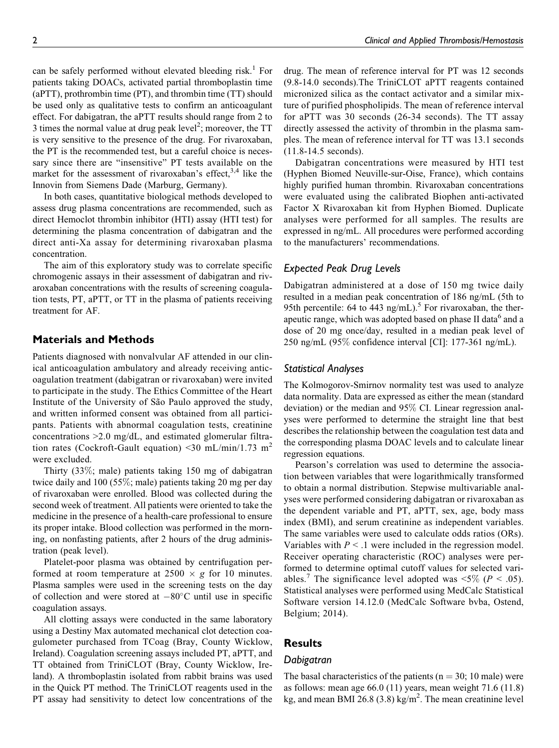can be safely performed without elevated bleeding risk.[1] For patients taking DOACs, activated partial thromboplastin time (aPTT), prothrombin time (PT), and thrombin time (TT) should be used only as qualitative tests to confirm an anticoagulant effect. For dabigatran, the aPTT results should range from 2 to 3 times the normal value at drug peak level[2]; moreover, the TT is very sensitive to the presence of the drug. For rivaroxaban, the PT is the recommended test, but a careful choice is necessary since there are "insensitive" PT tests available on the market for the assessment of rivaroxaban's effect,[3,4] like the Innovin from Siemens Dade (Marburg, Germany).

In both cases, quantitative biological methods developed to assess drug plasma concentrations are recommended, such as direct Hemoclot thrombin inhibitor (HTI) assay (HTI test) for determining the plasma concentration of dabigatran and the direct anti-Xa assay for determining rivaroxaban plasma concentration.

The aim of this exploratory study was to correlate specific chromogenic assays in their assessment of dabigatran and rivaroxaban concentrations with the results of screening coagulation tests, PT, aPTT, or TT in the plasma of patients receiving treatment for AF.

## Materials and Methods

Patients diagnosed with nonvalvular AF attended in our clinical anticoagulation ambulatory and already receiving anticoagulation treatment (dabigatran or rivaroxaban) were invited to participate in the study. The Ethics Committee of the Heart Institute of the University of São Paulo approved the study, and written informed consent was obtained from all participants. Patients with abnormal coagulation tests, creatinine concentrations >2.0 mg/dL, and estimated glomerular filtration rates (Cockroft-Gault equation) <30 mL/min/1.73 $m^2$ were excluded.

Thirty (33%; male) patients taking 150 mg of dabigatran twice daily and 100 (55%; male) patients taking 20 mg per day of rivaroxaban were enrolled. Blood was collected during the second week of treatment. All patients were oriented to take the medicine in the presence of a health-care professional to ensure its proper intake. Blood collection was performed in the morning, on nonfasting patients, after 2 hours of the drug administration (peak level).

Platelet-poor plasma was obtained by centrifugation performed at room temperature at 2500 × *g* for 10 minutes. Plasma samples were used in the screening tests on the day of collection and were stored at −80°C until use in specific coagulation assays.

All clotting assays were conducted in the same laboratory using a Destiny Max automated mechanical clot detection coagulometer purchased from TCoag (Bray, County Wicklow, Ireland). Coagulation screening assays included PT, aPTT, and TT obtained from TriniCLOT (Bray, County Wicklow, Ireland). A thromboplastin isolated from rabbit brains was used in the Quick PT method. The TriniCLOT reagents used in the PT assay had sensitivity to detect low concentrations of the drug. The mean of reference interval for PT was 12 seconds (9.8-14.0 seconds).The TriniCLOT aPTT reagents contained micronized silica as the contact activator and a similar mixture of purified phospholipids. The mean of reference interval for aPTT was 30 seconds (26-34 seconds). The TT assay directly assessed the activity of thrombin in the plasma samples. The mean of reference interval for TT was 13.1 seconds (11.8-14.5 seconds).

Dabigatran concentrations were measured by HTI test (Hyphen Biomed Neuville-sur-Oise, France), which contains highly purified human thrombin. Rivaroxaban concentrations were evaluated using the calibrated Biophen anti-activated Factor X Rivaroxaban kit from Hyphen Biomed. Duplicate analyses were performed for all samples. The results are expressed in ng/mL. All procedures were performed according to the manufacturers' recommendations.

### Expected Peak Drug Levels

Dabigatran administered at a dose of 150 mg twice daily resulted in a median peak concentration of 186 ng/mL (5th to 95th percentile: 64 to 443 ng/mL).[5] For rivaroxaban, the therapeutic range, which was adopted based on phase II data[6] and a dose of 20 mg once/day, resulted in a median peak level of 250 ng/mL (95% confidence interval [CI]: 177-361 ng/mL).

### Statistical Analyses

The Kolmogorov-Smirnov normality test was used to analyze data normality. Data are expressed as either the mean (standard deviation) or the median and 95% CI. Linear regression analyses were performed to determine the straight line that best describes the relationship between the coagulation test data and the corresponding plasma DOAC levels and to calculate linear regression equations.

Pearson's correlation was used to determine the association between variables that were logarithmically transformed to obtain a normal distribution. Stepwise multivariable analyses were performed considering dabigatran or rivaroxaban as the dependent variable and PT, aPTT, sex, age, body mass index (BMI), and serum creatinine as independent variables. The same variables were used to calculate odds ratios (ORs). Variables with $P < .1$ were included in the regression model. Receiver operating characteristic (ROC) analyses were performed to determine optimal cutoff values for selected variables.[7] The significance level adopted was <5% ($P < .05$). Statistical analyses were performed using MedCalc Statistical Software version 14.12.0 (MedCalc Software bvba, Ostend, Belgium; 2014).

## Results

### Dabigatran

The basal characteristics of the patients (n = 30; 10 male) were as follows: mean age 66.0 (11) years, mean weight 71.6 (11.8) kg, and mean BMI 26.8 (3.8) kg/$m^2$. The mean creatinine level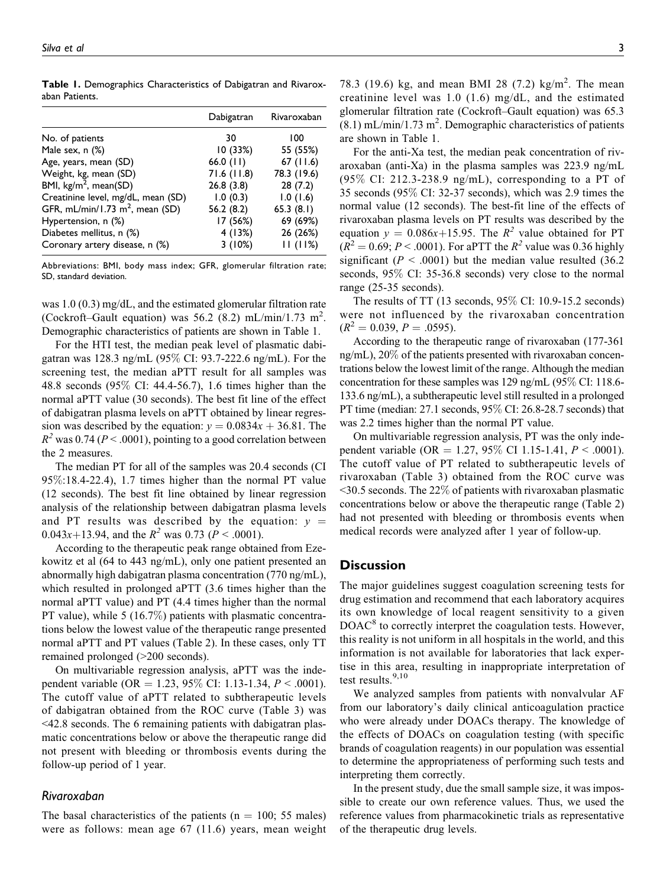**Table 1.** Demographics Characteristics of Dabigatran and Rivaroxaban Patients.

| | Dabigatran | Rivaroxaban |
|---|---|---|
| No. of patients | 30 | 100 |
| Male sex, n (%) | 10 (33%) | 55 (55%) |
| Age, years, mean (SD) | 66.0 (11) | 67 (11.6) |
| Weight, kg, mean (SD) | 71.6 (11.8) | 78.3 (19.6) |
| BMI, kg/m$^2$, mean(SD) | 26.8 (3.8) | 28 (7.2) |
| Creatinine level, mg/dL, mean (SD) | 1.0 (0.3) | 1.0 (1.6) |
| GFR, mL/min/1.73 m$^2$, mean (SD) | 56.2 (8.2) | 65.3 (8.1) |
| Hypertension, n (%) | 17 (56%) | 69 (69%) |
| Diabetes mellitus, n (%) | 4 (13%) | 26 (26%) |
| Coronary artery disease, n (%) | 3 (10%) | 11 (11%) |

Abbreviations: BMI, body mass index; GFR, glomerular filtration rate; SD, standard deviation.

was 1.0 (0.3) mg/dL, and the estimated glomerular filtration rate (Cockroft–Gault equation) was 56.2 (8.2) mL/min/1.73 m$^2$. Demographic characteristics of patients are shown in Table 1.

For the HTI test, the median peak level of plasmatic dabigatran was 128.3 ng/mL (95% CI: 93.7-222.6 ng/mL). For the screening test, the median aPTT result for all samples was 48.8 seconds (95% CI: 44.4-56.7), 1.6 times higher than the normal aPTT value (30 seconds). The best fit line of the effect of dabigatran plasma levels on aPTT obtained by linear regression was described by the equation: $y = 0.0834x + 36.81$. The $R^2$ was 0.74 ($P < .0001$), pointing to a good correlation between the 2 measures.

The median PT for all of the samples was 20.4 seconds (CI 95%:18.4-22.4), 1.7 times higher than the normal PT value (12 seconds). The best fit line obtained by linear regression analysis of the relationship between dabigatran plasma levels and PT results was described by the equation: $y = 0.043x+13.94$, and the $R^2$ was 0.73 ($P < .0001$).

According to the therapeutic peak range obtained from Ezekowitz et al (64 to 443 ng/mL), only one patient presented an abnormally high dabigatran plasma concentration (770 ng/mL), which resulted in prolonged aPTT (3.6 times higher than the normal aPTT value) and PT (4.4 times higher than the normal PT value), while 5 (16.7%) patients with plasmatic concentrations below the lowest value of the therapeutic range presented normal aPTT and PT values (Table 2). In these cases, only TT remained prolonged (>200 seconds).

On multivariable regression analysis, aPTT was the independent variable (OR = 1.23, 95% CI: 1.13-1.34, $P < .0001$). The cutoff value of aPTT related to subtherapeutic levels of dabigatran obtained from the ROC curve (Table 3) was <42.8 seconds. The 6 remaining patients with dabigatran plasmatic concentrations below or above the therapeutic range did not present with bleeding or thrombosis events during the follow-up period of 1 year.

### Rivaroxaban

The basal characteristics of the patients (n = 100; 55 males) were as follows: mean age 67 (11.6) years, mean weight 78.3 (19.6) kg, and mean BMI 28 (7.2) kg/m$^2$. The mean creatinine level was 1.0 (1.6) mg/dL, and the estimated glomerular filtration rate (Cockroft–Gault equation) was 65.3 (8.1) mL/min/1.73 m$^2$. Demographic characteristics of patients are shown in Table 1.

For the anti-Xa test, the median peak concentration of rivaroxaban (anti-Xa) in the plasma samples was 223.9 ng/mL (95% CI: 212.3-238.9 ng/mL), corresponding to a PT of 35 seconds (95% CI: 32-37 seconds), which was 2.9 times the normal value (12 seconds). The best-fit line of the effects of rivaroxaban plasma levels on PT results was described by the equation $y = 0.086x+15.95$. The $R^2$ value obtained for PT ($R^2 = 0.69$; $P < .0001$). For aPTT the $R^2$ value was 0.36 highly significant ($P < .0001$) but the median value resulted (36.2 seconds, 95% CI: 35-36.8 seconds) very close to the normal range (25-35 seconds).

The results of TT (13 seconds, 95% CI: 10.9-15.2 seconds) were not influenced by the rivaroxaban concentration ($R^2 = 0.039$, $P = .0595$).

According to the therapeutic range of rivaroxaban (177-361 ng/mL), 20% of the patients presented with rivaroxaban concentrations below the lowest limit of the range. Although the median concentration for these samples was 129 ng/mL (95% CI: 118.6-133.6 ng/mL), a subtherapeutic level still resulted in a prolonged PT time (median: 27.1 seconds, 95% CI: 26.8-28.7 seconds) that was 2.2 times higher than the normal PT value.

On multivariable regression analysis, PT was the only independent variable (OR = 1.27, 95% CI 1.15-1.41, $P < .0001$). The cutoff value of PT related to subtherapeutic levels of rivaroxaban (Table 3) obtained from the ROC curve was <30.5 seconds. The 22% of patients with rivaroxaban plasmatic concentrations below or above the therapeutic range (Table 2) had not presented with bleeding or thrombosis events when medical records were analyzed after 1 year of follow-up.

## Discussion

The major guidelines suggest coagulation screening tests for drug estimation and recommend that each laboratory acquires its own knowledge of local reagent sensitivity to a given DOAC[8] to correctly interpret the coagulation tests. However, this reality is not uniform in all hospitals in the world, and this information is not available for laboratories that lack expertise in this area, resulting in inappropriate interpretation of test results.[9,10]

We analyzed samples from patients with nonvalvular AF from our laboratory's daily clinical anticoagulation practice who were already under DOACs therapy. The knowledge of the effects of DOACs on coagulation testing (with specific brands of coagulation reagents) in our population was essential to determine the appropriateness of performing such tests and interpreting them correctly.

In the present study, due the small sample size, it was impossible to create our own reference values. Thus, we used the reference values from pharmacokinetic trials as representative of the therapeutic drug levels.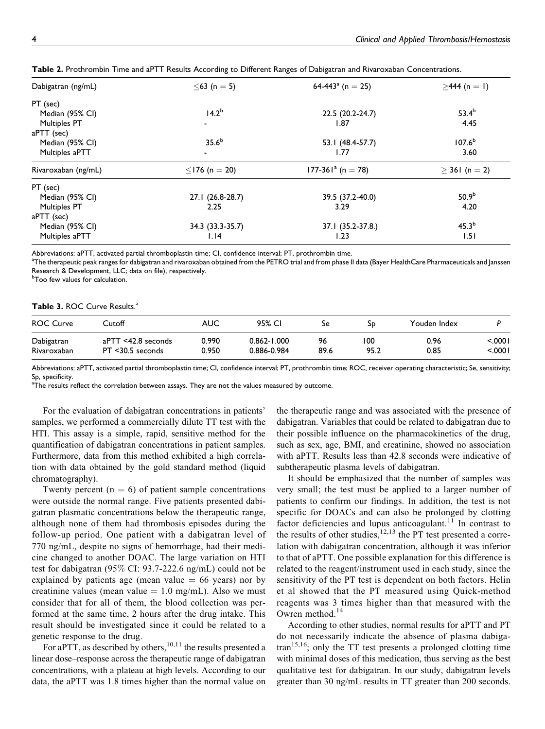**Table 2.** Prothrombin Time and aPTT Results According to Different Ranges of Dabigatran and Rivaroxaban Concentrations.

| Dabigatran (ng/mL) | ≤63 (n = 5) | 64-443[a] (n = 25) | ≥444 (n = 1) |
|---|---|---|---|
| PT (sec) | | | |
| Median (95% CI) | 14.2[b] | 22.5 (20.2-24.7) | 53.4[b] |
| Multiples PT | - | 1.87 | 4.45 |
| aPTT (sec) | | | |
| Median (95% CI) | 35.6[b] | 53.1 (48.4-57.7) | 107.6[b] |
| Multiples aPTT | - | 1.77 | 3.60 |
| **Rivaroxaban (ng/mL)** | **≤176 (n = 20)** | **177-361[a] (n = 78)** | **≥ 361 (n = 2)** |
| PT (sec) | | | |
| Median (95% CI) | 27.1 (26.8-28.7) | 39.5 (37.2-40.0) | 50.9[b] |
| Multiples PT | 2.25 | 3.29 | 4.20 |
| aPTT (sec) | | | |
| Median (95% CI) | 34.3 (33.3-35.7) | 37.1 (35.2-37.8.) | 45.3[b] |
| Multiples aPTT | 1.14 | 1.23 | 1.51 |

Abbreviations: aPTT, activated partial thromboplastin time; CI, confidence interval; PT, prothrombin time.
[a]The therapeutic peak ranges for dabigatran and rivaroxaban obtained from the PETRO trial and from phase II data (Bayer HealthCare Pharmaceuticals and Janssen Research & Development, LLC; data on file), respectively.
[b]Too few values for calculation.

**Table 3.** ROC Curve Results.[a]

| ROC Curve | Cutoff | AUC | 95% CI | Se | Sp | Youden Index | P |
|---|---|---|---|---|---|---|---|
| Dabigatran | aPTT <42.8 seconds | 0.990 | 0.862-1.000 | 96 | 100 | 0.96 | <.0001 |
| Rivaroxaban | PT <30.5 seconds | 0.950 | 0.886-0.984 | 89.6 | 95.2 | 0.85 | <.0001 |

Abbreviations: aPTT, activated partial thromboplastin time; CI, confidence interval; PT, prothrombin time; ROC, receiver operating characteristic; Se, sensitivity; Sp, specificity.
[a]The results reflect the correlation between assays. They are not the values measured by outcome.

For the evaluation of dabigatran concentrations in patients' samples, we performed a commercially dilute TT test with the HTI. This assay is a simple, rapid, sensitive method for the quantification of dabigatran concentrations in patient samples. Furthermore, data from this method exhibited a high correlation with data obtained by the gold standard method (liquid chromatography).

Twenty percent (n = 6) of patient sample concentrations were outside the normal range. Five patients presented dabigatran plasmatic concentrations below the therapeutic range, although none of them had thrombosis episodes during the follow-up period. One patient with a dabigatran level of 770 ng/mL, despite no signs of hemorrhage, had their medicine changed to another DOAC. The large variation on HTI test for dabigatran (95% CI: 93.7-222.6 ng/mL) could not be explained by patients age (mean value = 66 years) nor by creatinine values (mean value = 1.0 mg/mL). Also we must consider that for all of them, the blood collection was performed at the same time, 2 hours after the drug intake. This result should be investigated since it could be related to a genetic response to the drug.

For aPTT, as described by others,[10,11] the results presented a linear dose–response across the therapeutic range of dabigatran concentrations, with a plateau at high levels. According to our data, the aPTT was 1.8 times higher than the normal value on the therapeutic range and was associated with the presence of dabigatran. Variables that could be related to dabigatran due to their possible influence on the pharmacokinetics of the drug, such as sex, age, BMI, and creatinine, showed no association with aPTT. Results less than 42.8 seconds were indicative of subtherapeutic plasma levels of dabigatran.

It should be emphasized that the number of samples was very small; the test must be applied to a larger number of patients to confirm our findings. In addition, the test is not specific for DOACs and can also be prolonged by clotting factor deficiencies and lupus anticoagulant.[11] In contrast to the results of other studies,[12,13] the PT test presented a correlation with dabigatran concentration, although it was inferior to that of aPTT. One possible explanation for this difference is related to the reagent/instrument used in each study, since the sensitivity of the PT test is dependent on both factors. Helin et al showed that the PT measured using Quick-method reagents was 3 times higher than that measured with the Owren method.[14]

According to other studies, normal results for aPTT and PT do not necessarily indicate the absence of plasma dabigatran[15,16]; only the TT test presents a prolonged clotting time with minimal doses of this medication, thus serving as the best qualitative test for dabigatran. In our study, dabigatran levels greater than 30 ng/mL results in TT greater than 200 seconds.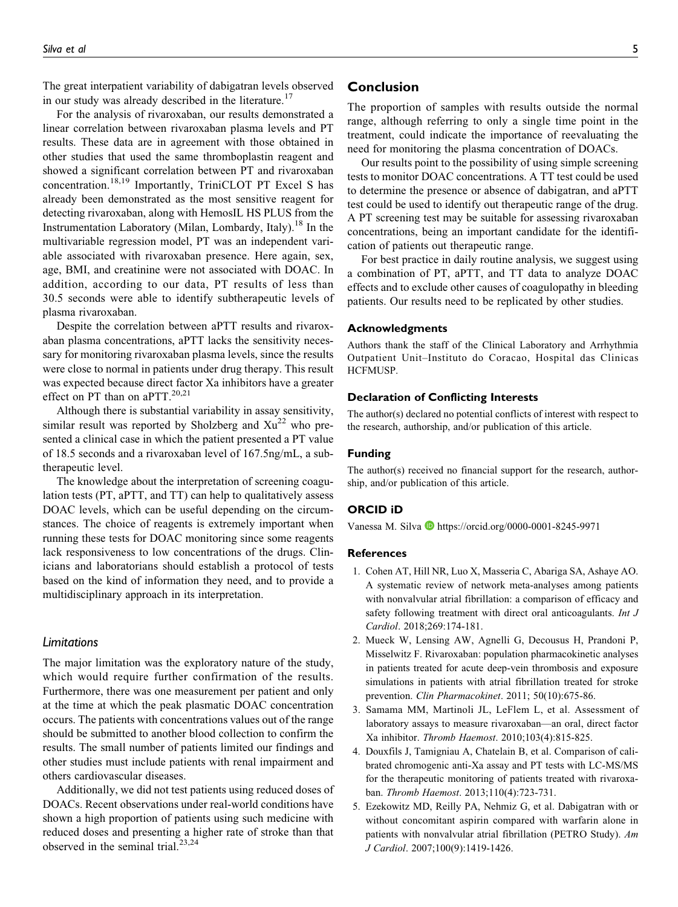The great interpatient variability of dabigatran levels observed in our study was already described in the literature.[17]

For the analysis of rivaroxaban, our results demonstrated a linear correlation between rivaroxaban plasma levels and PT results. These data are in agreement with those obtained in other studies that used the same thromboplastin reagent and showed a significant correlation between PT and rivaroxaban concentration.[18,19] Importantly, TriniCLOT PT Excel S has already been demonstrated as the most sensitive reagent for detecting rivaroxaban, along with HemosIL HS PLUS from the Instrumentation Laboratory (Milan, Lombardy, Italy).[18] In the multivariable regression model, PT was an independent variable associated with rivaroxaban presence. Here again, sex, age, BMI, and creatinine were not associated with DOAC. In addition, according to our data, PT results of less than 30.5 seconds were able to identify subtherapeutic levels of plasma rivaroxaban.

Despite the correlation between aPTT results and rivaroxaban plasma concentrations, aPTT lacks the sensitivity necessary for monitoring rivaroxaban plasma levels, since the results were close to normal in patients under drug therapy. This result was expected because direct factor Xa inhibitors have a greater effect on PT than on aPTT.[20,21]

Although there is substantial variability in assay sensitivity, similar result was reported by Sholzberg and Xu[22] who presented a clinical case in which the patient presented a PT value of 18.5 seconds and a rivaroxaban level of 167.5ng/mL, a subtherapeutic level.

The knowledge about the interpretation of screening coagulation tests (PT, aPTT, and TT) can help to qualitatively assess DOAC levels, which can be useful depending on the circumstances. The choice of reagents is extremely important when running these tests for DOAC monitoring since some reagents lack responsiveness to low concentrations of the drugs. Clinicians and laboratorians should establish a protocol of tests based on the kind of information they need, and to provide a multidisciplinary approach in its interpretation.

### *Limitations*

The major limitation was the exploratory nature of the study, which would require further confirmation of the results. Furthermore, there was one measurement per patient and only at the time at which the peak plasmatic DOAC concentration occurs. The patients with concentrations values out of the range should be submitted to another blood collection to confirm the results. The small number of patients limited our findings and other studies must include patients with renal impairment and others cardiovascular diseases.

Additionally, we did not test patients using reduced doses of DOACs. Recent observations under real-world conditions have shown a high proportion of patients using such medicine with reduced doses and presenting a higher rate of stroke than that observed in the seminal trial.[23,24]

## Conclusion

The proportion of samples with results outside the normal range, although referring to only a single time point in the treatment, could indicate the importance of reevaluating the need for monitoring the plasma concentration of DOACs.

Our results point to the possibility of using simple screening tests to monitor DOAC concentrations. A TT test could be used to determine the presence or absence of dabigatran, and aPTT test could be used to identify out therapeutic range of the drug. A PT screening test may be suitable for assessing rivaroxaban concentrations, being an important candidate for the identification of patients out therapeutic range.

For best practice in daily routine analysis, we suggest using a combination of PT, aPTT, and TT data to analyze DOAC effects and to exclude other causes of coagulopathy in bleeding patients. Our results need to be replicated by other studies.

### Acknowledgments

Authors thank the staff of the Clinical Laboratory and Arrhythmia Outpatient Unit–Instituto do Coracao, Hospital das Clinicas HCFMUSP.

### Declaration of Conflicting Interests

The author(s) declared no potential conflicts of interest with respect to the research, authorship, and/or publication of this article.

### Funding

The author(s) received no financial support for the research, authorship, and/or publication of this article.

### ORCID iD

Vanessa M. Silva https://orcid.org/0000-0001-8245-9971

### References

1. Cohen AT, Hill NR, Luo X, Masseria C, Abariga SA, Ashaye AO. A systematic review of network meta-analyses among patients with nonvalvular atrial fibrillation: a comparison of efficacy and safety following treatment with direct oral anticoagulants. *Int J Cardiol*. 2018;269:174-181.
2. Mueck W, Lensing AW, Agnelli G, Decousus H, Prandoni P, Misselwitz F. Rivaroxaban: population pharmacokinetic analyses in patients treated for acute deep-vein thrombosis and exposure simulations in patients with atrial fibrillation treated for stroke prevention. *Clin Pharmacokinet*. 2011; 50(10):675-86.
3. Samama MM, Martinoli JL, LeFlem L, et al. Assessment of laboratory assays to measure rivaroxaban—an oral, direct factor Xa inhibitor. *Thromb Haemost*. 2010;103(4):815-825.
4. Douxfils J, Tamigniau A, Chatelain B, et al. Comparison of calibrated chromogenic anti-Xa assay and PT tests with LC-MS/MS for the therapeutic monitoring of patients treated with rivaroxaban. *Thromb Haemost*. 2013;110(4):723-731.
5. Ezekowitz MD, Reilly PA, Nehmiz G, et al. Dabigatran with or without concomitant aspirin compared with warfarin alone in patients with nonvalvular atrial fibrillation (PETRO Study). *Am J Cardiol*. 2007;100(9):1419-1426.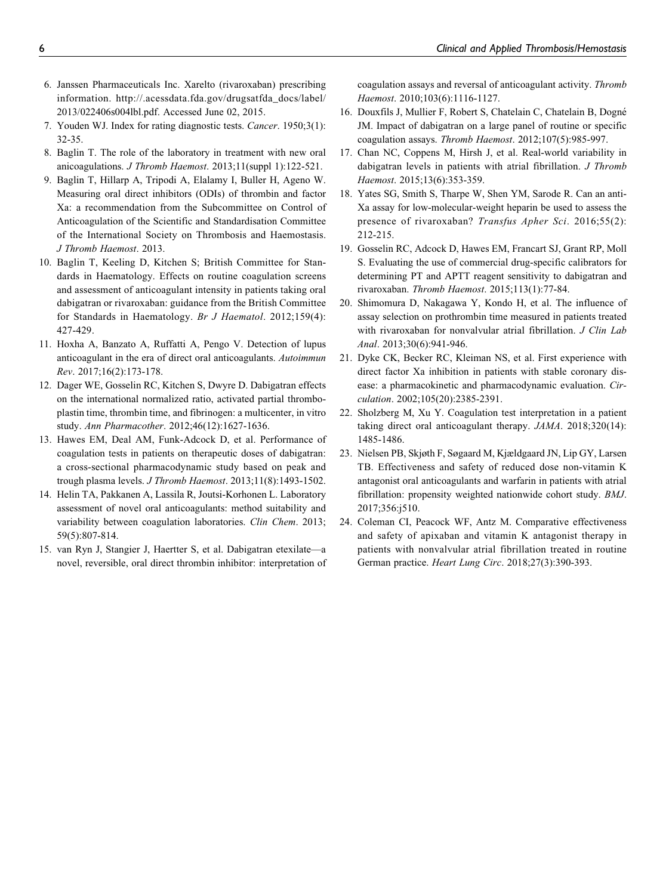6. Janssen Pharmaceuticals Inc. Xarelto (rivaroxaban) prescribing information. http://.acessdata.fda.gov/drugsatfda_docs/label/2013/022406s004lbl.pdf. Accessed June 02, 2015.
7. Youden WJ. Index for rating diagnostic tests. *Cancer*. 1950;3(1):32-35.
8. Baglin T. The role of the laboratory in treatment with new oral anicoagulations. *J Thromb Haemost*. 2013;11(suppl 1):122-521.
9. Baglin T, Hillarp A, Tripodi A, Elalamy I, Buller H, Ageno W. Measuring oral direct inhibitors (ODIs) of thrombin and factor Xa: a recommendation from the Subcommittee on Control of Anticoagulation of the Scientific and Standardisation Committee of the International Society on Thrombosis and Haemostasis. *J Thromb Haemost*. 2013.
10. Baglin T, Keeling D, Kitchen S; British Committee for Standards in Haematology. Effects on routine coagulation screens and assessment of anticoagulant intensity in patients taking oral dabigatran or rivaroxaban: guidance from the British Committee for Standards in Haematology. *Br J Haematol*. 2012;159(4):427-429.
11. Hoxha A, Banzato A, Ruffatti A, Pengo V. Detection of lupus anticoagulant in the era of direct oral anticoagulants. *Autoimmun Rev*. 2017;16(2):173-178.
12. Dager WE, Gosselin RC, Kitchen S, Dwyre D. Dabigatran effects on the international normalized ratio, activated partial thromboplastin time, thrombin time, and fibrinogen: a multicenter, in vitro study. *Ann Pharmacother*. 2012;46(12):1627-1636.
13. Hawes EM, Deal AM, Funk-Adcock D, et al. Performance of coagulation tests in patients on therapeutic doses of dabigatran: a cross-sectional pharmacodynamic study based on peak and trough plasma levels. *J Thromb Haemost*. 2013;11(8):1493-1502.
14. Helin TA, Pakkanen A, Lassila R, Joutsi-Korhonen L. Laboratory assessment of novel oral anticoagulants: method suitability and variability between coagulation laboratories. *Clin Chem*. 2013;59(5):807-814.
15. van Ryn J, Stangier J, Haertter S, et al. Dabigatran etexilate—a novel, reversible, oral direct thrombin inhibitor: interpretation of coagulation assays and reversal of anticoagulant activity. *Thromb Haemost*. 2010;103(6):1116-1127.
16. Douxfils J, Mullier F, Robert S, Chatelain C, Chatelain B, Dogné JM. Impact of dabigatran on a large panel of routine or specific coagulation assays. *Thromb Haemost*. 2012;107(5):985-997.
17. Chan NC, Coppens M, Hirsh J, et al. Real-world variability in dabigatran levels in patients with atrial fibrillation. *J Thromb Haemost*. 2015;13(6):353-359.
18. Yates SG, Smith S, Tharpe W, Shen YM, Sarode R. Can an anti-Xa assay for low-molecular-weight heparin be used to assess the presence of rivaroxaban? *Transfus Apher Sci*. 2016;55(2):212-215.
19. Gosselin RC, Adcock D, Hawes EM, Francart SJ, Grant RP, Moll S. Evaluating the use of commercial drug-specific calibrators for determining PT and APTT reagent sensitivity to dabigatran and rivaroxaban. *Thromb Haemost*. 2015;113(1):77-84.
20. Shimomura D, Nakagawa Y, Kondo H, et al. The influence of assay selection on prothrombin time measured in patients treated with rivaroxaban for nonvalvular atrial fibrillation. *J Clin Lab Anal*. 2013;30(6):941-946.
21. Dyke CK, Becker RC, Kleiman NS, et al. First experience with direct factor Xa inhibition in patients with stable coronary disease: a pharmacokinetic and pharmacodynamic evaluation. *Circulation*. 2002;105(20):2385-2391.
22. Sholzberg M, Xu Y. Coagulation test interpretation in a patient taking direct oral anticoagulant therapy. *JAMA*. 2018;320(14):1485-1486.
23. Nielsen PB, Skjøth F, Søgaard M, Kjældgaard JN, Lip GY, Larsen TB. Effectiveness and safety of reduced dose non-vitamin K antagonist oral anticoagulants and warfarin in patients with atrial fibrillation: propensity weighted nationwide cohort study. *BMJ*. 2017;356:j510.
24. Coleman CI, Peacock WF, Antz M. Comparative effectiveness and safety of apixaban and vitamin K antagonist therapy in patients with nonvalvular atrial fibrillation treated in routine German practice. *Heart Lung Circ*. 2018;27(3):390-393.